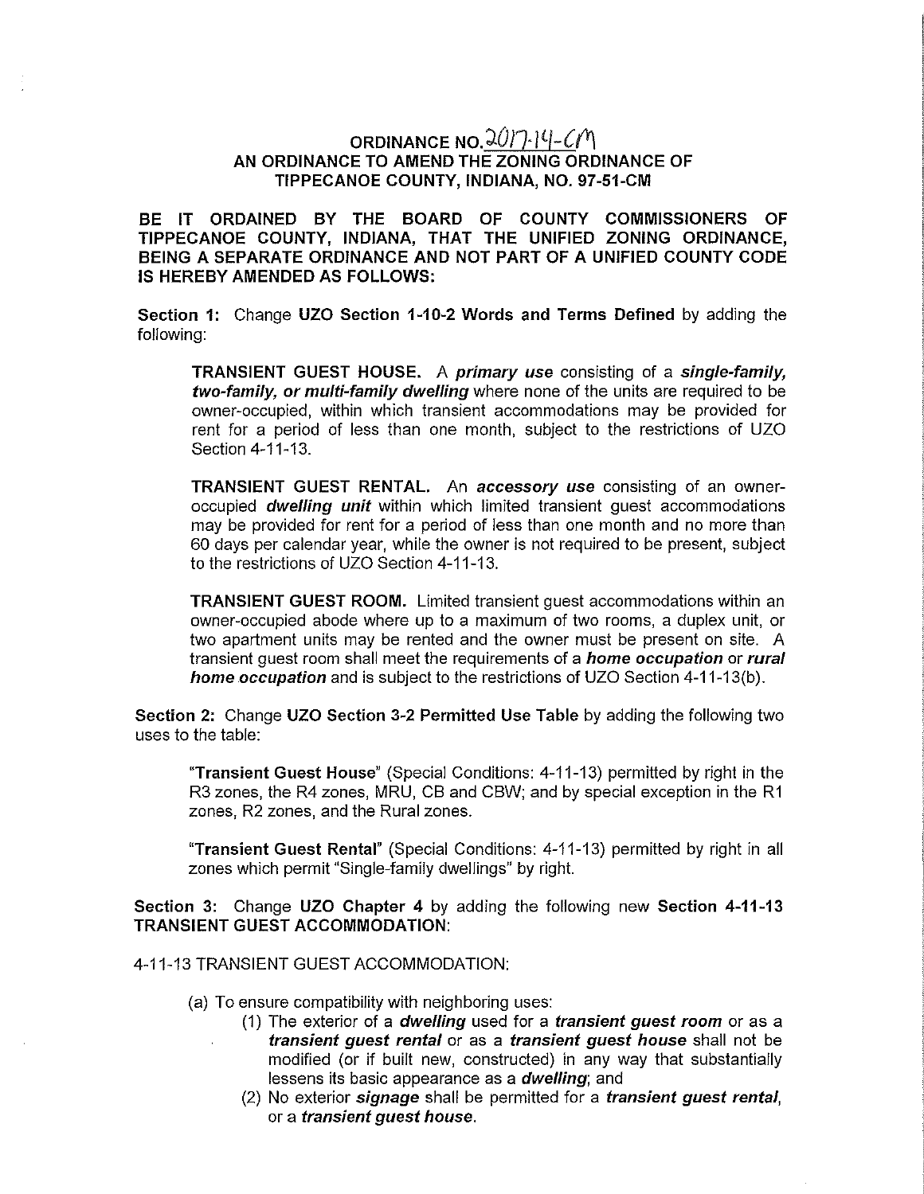# ORDINANCE NO. 2017-14-CM
## AN ORDINANCE TO AMEND THE ZONING ORDINANCE OF TIPPECANOE COUNTY, INDIANA, NO. 97-51-CM

**BE IT ORDAINED BY THE BOARD OF COUNTY COMMISSIONERS OF TIPPECANOE COUNTY, INDIANA, THAT THE UNIFIED ZONING ORDINANCE, BEING A SEPARATE ORDINANCE AND NOT PART OF A UNIFIED COUNTY CODE IS HEREBY AMENDED AS FOLLOWS:**

**Section 1:** Change **UZO Section 1-10-2 Words and Terms Defined** by adding the following:

> **TRANSIENT GUEST HOUSE.** A ***primary use*** consisting of a ***single-family, two-family, or multi-family dwelling*** where none of the units are required to be owner-occupied, within which transient accommodations may be provided for rent for a period of less than one month, subject to the restrictions of UZO Section 4-11-13.
>
> **TRANSIENT GUEST RENTAL.** An ***accessory use*** consisting of an owner-occupied ***dwelling unit*** within which limited transient guest accommodations may be provided for rent for a period of less than one month and no more than 60 days per calendar year, while the owner is not required to be present, subject to the restrictions of UZO Section 4-11-13.
>
> **TRANSIENT GUEST ROOM.** Limited transient guest accommodations within an owner-occupied abode where up to a maximum of two rooms, a duplex unit, or two apartment units may be rented and the owner must be present on site. A transient guest room shall meet the requirements of a ***home occupation*** or ***rural home occupation*** and is subject to the restrictions of UZO Section 4-11-13(b).

**Section 2:** Change **UZO Section 3-2 Permitted Use Table** by adding the following two uses to the table:

> "**Transient Guest House**" (Special Conditions: 4-11-13) permitted by right in the R3 zones, the R4 zones, MRU, CB and CBW; and by special exception in the R1 zones, R2 zones, and the Rural zones.
>
> "**Transient Guest Rental**" (Special Conditions: 4-11-13) permitted by right in all zones which permit "Single-family dwellings" by right.

**Section 3:** Change **UZO Chapter 4** by adding the following new **Section 4-11-13 TRANSIENT GUEST ACCOMMODATION**:

4-11-13 TRANSIENT GUEST ACCOMMODATION:

(a) To ensure compatibility with neighboring uses:

(1) The exterior of a ***dwelling*** used for a ***transient guest room*** or as a ***transient guest rental*** or as a ***transient guest house*** shall not be modified (or if built new, constructed) in any way that substantially lessens its basic appearance as a ***dwelling***; and

(2) No exterior ***signage*** shall be permitted for a ***transient guest rental***, or a ***transient guest house***.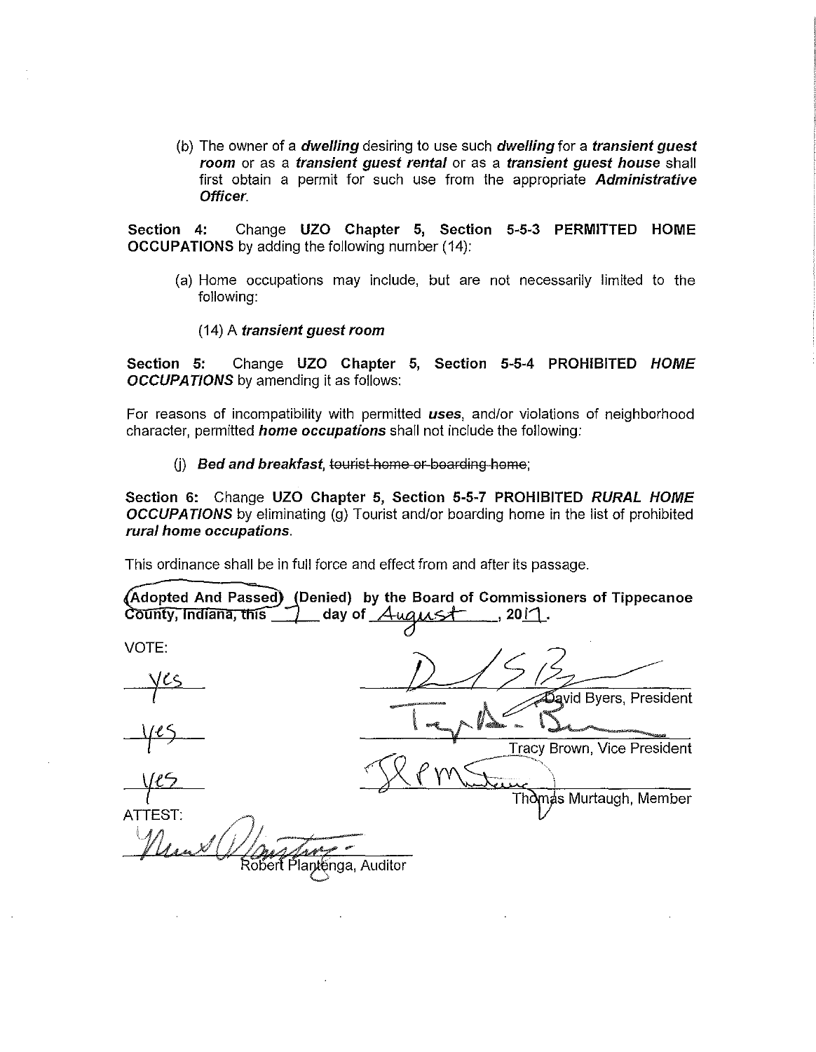(b) The owner of a ***dwelling*** desiring to use such ***dwelling*** for a ***transient guest room*** or as a ***transient guest rental*** or as a ***transient guest house*** shall first obtain a permit for such use from the appropriate ***Administrative Officer***.

**Section 4:** Change **UZO Chapter 5, Section 5-5-3 PERMITTED HOME OCCUPATIONS** by adding the following number (14):

(a) Home occupations may include, but are not necessarily limited to the following:

(14) A ***transient guest room***

**Section 5:** Change **UZO Chapter 5, Section 5-5-4 PROHIBITED *HOME OCCUPATIONS*** by amending it as follows:

For reasons of incompatibility with permitted ***uses***, and/or violations of neighborhood character, permitted ***home occupations*** shall not include the following:

(j) ***Bed and breakfast***, ~~tourist home or boarding home~~;

**Section 6:** Change **UZO Chapter 5, Section 5-5-7 PROHIBITED *RURAL HOME OCCUPATIONS*** by eliminating (g) Tourist and/or boarding home in the list of prohibited ***rural home occupations***.

This ordinance shall be in full force and effect from and after its passage.

**(Adopted And Passed) (Denied) by the Board of Commissioners of Tippecanoe County, Indiana, this 7 day of August, 2017.**

VOTE:

| | |
|---|---|
| Yes | David Byers, President |
| Yes | Tracy Brown, Vice President |
| Yes | Thomas Murtaugh, Member |

ATTEST:

Robert Plantenga, Auditor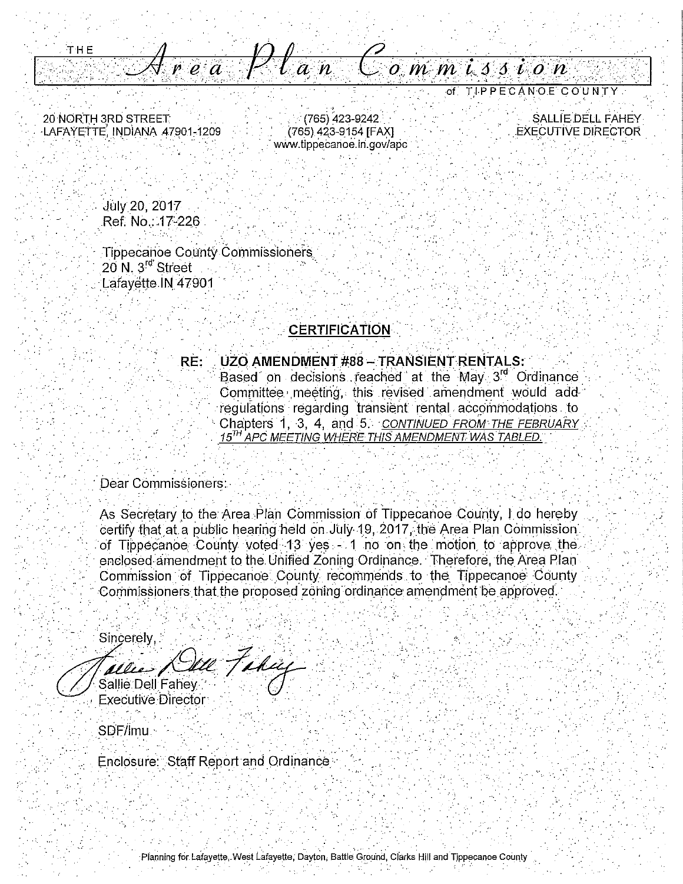THE

# Area Plan Commission

of TIPPECANOE COUNTY

20 NORTH 3RD STREET
LAFAYETTE, INDIANA 47901-1209

(765) 423-9242
(765) 423-9154 [FAX]
www.tippecanoe.in.gov/apc

SALLIE DELL FAHEY
EXECUTIVE DIRECTOR

July 20, 2017
Ref. No.: 17-226

Tippecanoe County Commissioners
20 N. 3rd Street
Lafayette IN 47901

**CERTIFICATION**

**RE: UZO AMENDMENT #88 – TRANSIENT RENTALS:**
Based on decisions reached at the May 3rd Ordinance Committee meeting, this revised amendment would add regulations regarding transient rental accommodations to Chapters 1, 3, 4, and 5. *CONTINUED FROM THE FEBRUARY 15TH APC MEETING WHERE THIS AMENDMENT WAS TABLED.*

Dear Commissioners:

As Secretary to the Area Plan Commission of Tippecanoe County, I do hereby certify that at a public hearing held on July 19, 2017, the Area Plan Commission of Tippecanoe County voted 13 yes - 1 no on the motion to approve the enclosed amendment to the Unified Zoning Ordinance. Therefore, the Area Plan Commission of Tippecanoe County recommends to the Tippecanoe County Commissioners that the proposed zoning ordinance amendment be approved.

Sincerely,

Sallie Dell Fahey
Executive Director

SDF/lmu

Enclosure: Staff Report and Ordinance

Planning for Lafayette, West Lafayette, Dayton, Battle Ground, Clarks Hill and Tippecanoe County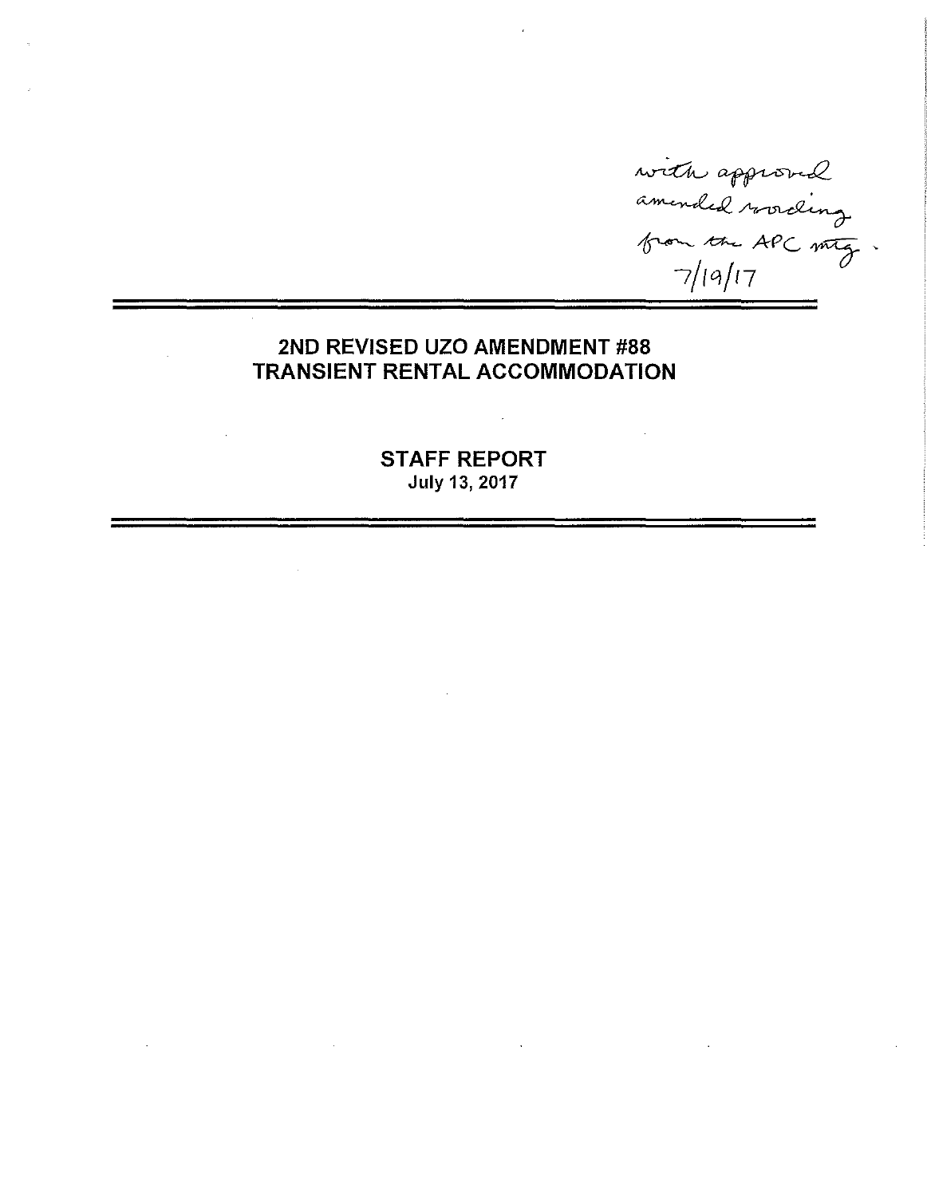with approved amended wording from the APC mtg. 7/19/17

---

# 2ND REVISED UZO AMENDMENT #88
# TRANSIENT RENTAL ACCOMMODATION

## STAFF REPORT
**July 13, 2017**

---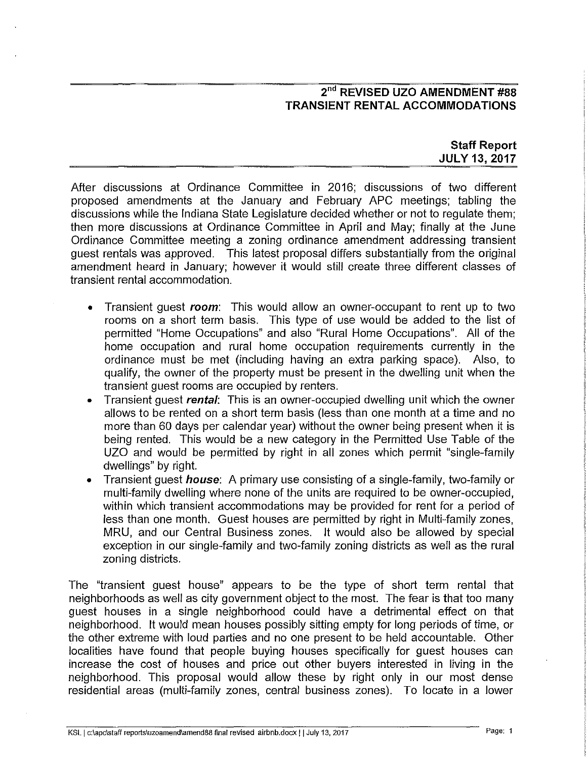## 2nd REVISED UZO AMENDMENT #88
## TRANSIENT RENTAL ACCOMMODATIONS

**Staff Report**
**JULY 13, 2017**

After discussions at Ordinance Committee in 2016; discussions of two different proposed amendments at the January and February APC meetings; tabling the discussions while the Indiana State Legislature decided whether or not to regulate them; then more discussions at Ordinance Committee in April and May; finally at the June Ordinance Committee meeting a zoning ordinance amendment addressing transient guest rentals was approved. This latest proposal differs substantially from the original amendment heard in January; however it would still create three different classes of transient rental accommodation.

- Transient guest ***room***: This would allow an owner-occupant to rent up to two rooms on a short term basis. This type of use would be added to the list of permitted "Home Occupations" and also "Rural Home Occupations". All of the home occupation and rural home occupation requirements currently in the ordinance must be met (including having an extra parking space). Also, to qualify, the owner of the property must be present in the dwelling unit when the transient guest rooms are occupied by renters.
- Transient guest ***rental***: This is an owner-occupied dwelling unit which the owner allows to be rented on a short term basis (less than one month at a time and no more than 60 days per calendar year) without the owner being present when it is being rented. This would be a new category in the Permitted Use Table of the UZO and would be permitted by right in all zones which permit "single-family dwellings" by right.
- Transient guest ***house***: A primary use consisting of a single-family, two-family or multi-family dwelling where none of the units are required to be owner-occupied, within which transient accommodations may be provided for rent for a period of less than one month. Guest houses are permitted by right in Multi-family zones, MRU, and our Central Business zones. It would also be allowed by special exception in our single-family and two-family zoning districts as well as the rural zoning districts.

The "transient guest house" appears to be the type of short term rental that neighborhoods as well as city government object to the most. The fear is that too many guest houses in a single neighborhood could have a detrimental effect on that neighborhood. It would mean houses possibly sitting empty for long periods of time, or the other extreme with loud parties and no one present to be held accountable. Other localities have found that people buying houses specifically for guest houses can increase the cost of houses and price out other buyers interested in living in the neighborhood. This proposal would allow these by right only in our most dense residential areas (multi-family zones, central business zones). To locate in a lower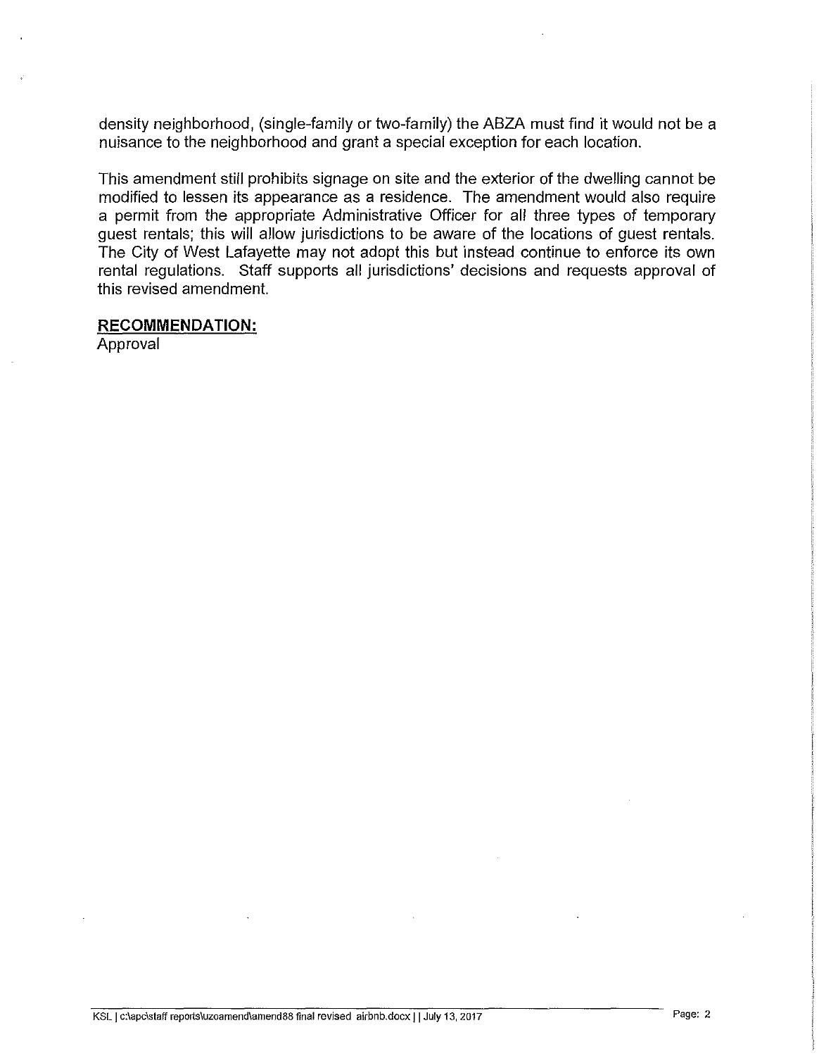density neighborhood, (single-family or two-family) the ABZA must find it would not be a nuisance to the neighborhood and grant a special exception for each location.

This amendment still prohibits signage on site and the exterior of the dwelling cannot be modified to lessen its appearance as a residence. The amendment would also require a permit from the appropriate Administrative Officer for all three types of temporary guest rentals; this will allow jurisdictions to be aware of the locations of guest rentals. The City of West Lafayette may not adopt this but instead continue to enforce its own rental regulations. Staff supports all jurisdictions' decisions and requests approval of this revised amendment.

**RECOMMENDATION:**

Approval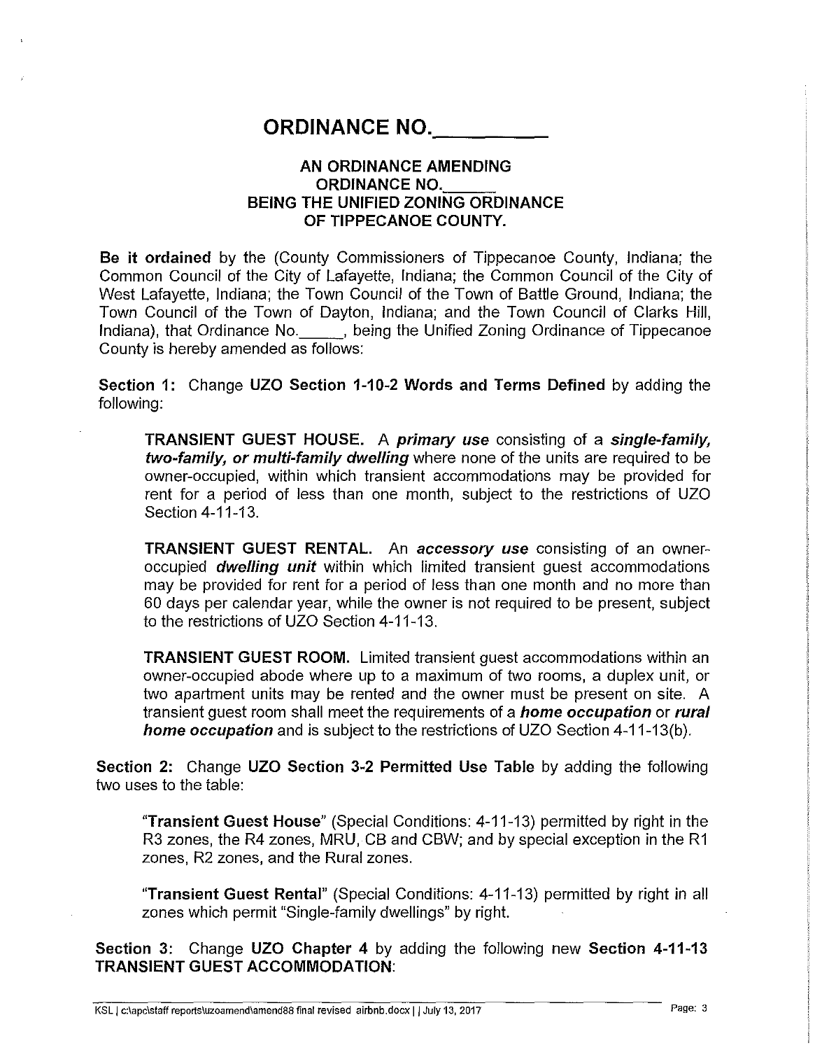# ORDINANCE NO.\_\_\_\_\_\_\_\_\_\_

## AN ORDINANCE AMENDING ORDINANCE NO.\_\_\_\_\_\_ BEING THE UNIFIED ZONING ORDINANCE OF TIPPECANOE COUNTY.

**Be it ordained** by the (County Commissioners of Tippecanoe County, Indiana; the Common Council of the City of Lafayette, Indiana; the Common Council of the City of West Lafayette, Indiana; the Town Council of the Town of Battle Ground, Indiana; the Town Council of the Town of Dayton, Indiana; and the Town Council of Clarks Hill, Indiana), that Ordinance No.\_\_\_\_\_, being the Unified Zoning Ordinance of Tippecanoe County is hereby amended as follows:

**Section 1:** Change **UZO Section 1-10-2 Words and Terms Defined** by adding the following:

> **TRANSIENT GUEST HOUSE.** A ***primary use*** consisting of a ***single-family, two-family, or multi-family dwelling*** where none of the units are required to be owner-occupied, within which transient accommodations may be provided for rent for a period of less than one month, subject to the restrictions of UZO Section 4-11-13.
>
> **TRANSIENT GUEST RENTAL.** An ***accessory use*** consisting of an owner-occupied ***dwelling unit*** within which limited transient guest accommodations may be provided for rent for a period of less than one month and no more than 60 days per calendar year, while the owner is not required to be present, subject to the restrictions of UZO Section 4-11-13.
>
> **TRANSIENT GUEST ROOM.** Limited transient guest accommodations within an owner-occupied abode where up to a maximum of two rooms, a duplex unit, or two apartment units may be rented and the owner must be present on site. A transient guest room shall meet the requirements of a ***home occupation*** or ***rural home occupation*** and is subject to the restrictions of UZO Section 4-11-13(b).

**Section 2:** Change **UZO Section 3-2 Permitted Use Table** by adding the following two uses to the table:

> "**Transient Guest House**" (Special Conditions: 4-11-13) permitted by right in the R3 zones, the R4 zones, MRU, CB and CBW; and by special exception in the R1 zones, R2 zones, and the Rural zones.
>
> "**Transient Guest Rental**" (Special Conditions: 4-11-13) permitted by right in all zones which permit "Single-family dwellings" by right.

**Section 3:** Change **UZO Chapter 4** by adding the following new **Section 4-11-13 TRANSIENT GUEST ACCOMMODATION**: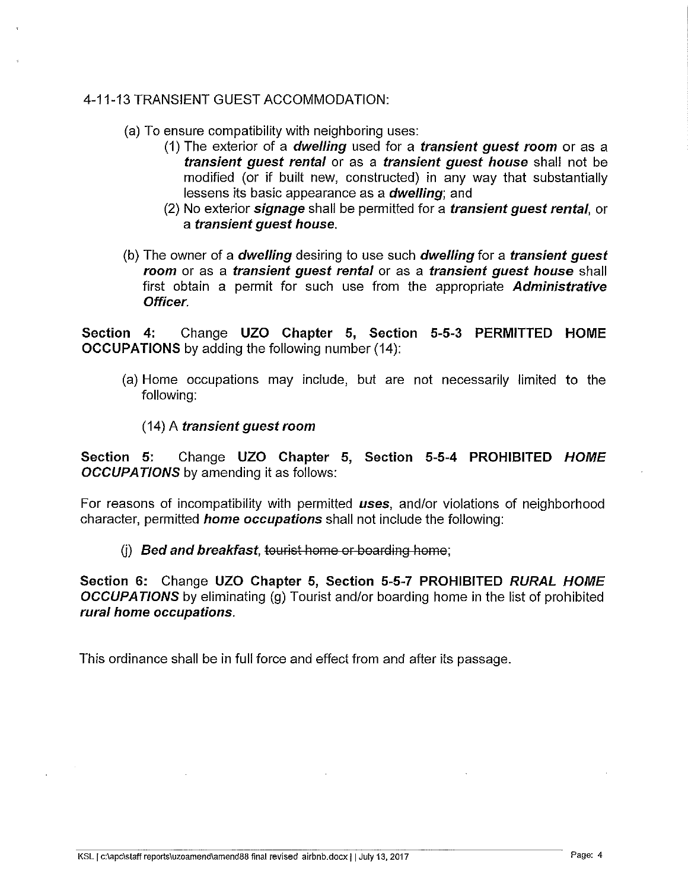4-11-13 TRANSIENT GUEST ACCOMMODATION:

(a) To ensure compatibility with neighboring uses:
  (1) The exterior of a ***dwelling*** used for a ***transient guest room*** or as a ***transient guest rental*** or as a ***transient guest house*** shall not be modified (or if built new, constructed) in any way that substantially lessens its basic appearance as a ***dwelling***; and
  (2) No exterior ***signage*** shall be permitted for a ***transient guest rental***, or a ***transient guest house***.

(b) The owner of a ***dwelling*** desiring to use such ***dwelling*** for a ***transient guest room*** or as a ***transient guest rental*** or as a ***transient guest house*** shall first obtain a permit for such use from the appropriate ***Administrative Officer***.

**Section 4:** Change **UZO Chapter 5, Section 5-5-3 PERMITTED HOME OCCUPATIONS** by adding the following number (14):

(a) Home occupations may include, but are not necessarily limited to the following:

  (14) A ***transient guest room***

**Section 5:** Change **UZO Chapter 5, Section 5-5-4 PROHIBITED *HOME OCCUPATIONS*** by amending it as follows:

For reasons of incompatibility with permitted ***uses***, and/or violations of neighborhood character, permitted ***home occupations*** shall not include the following:

  (j) ***Bed and breakfast***, ~~tourist home or boarding home~~;

**Section 6:** Change **UZO Chapter 5, Section 5-5-7 PROHIBITED *RURAL HOME OCCUPATIONS*** by eliminating (g) Tourist and/or boarding home in the list of prohibited ***rural home occupations***.

This ordinance shall be in full force and effect from and after its passage.